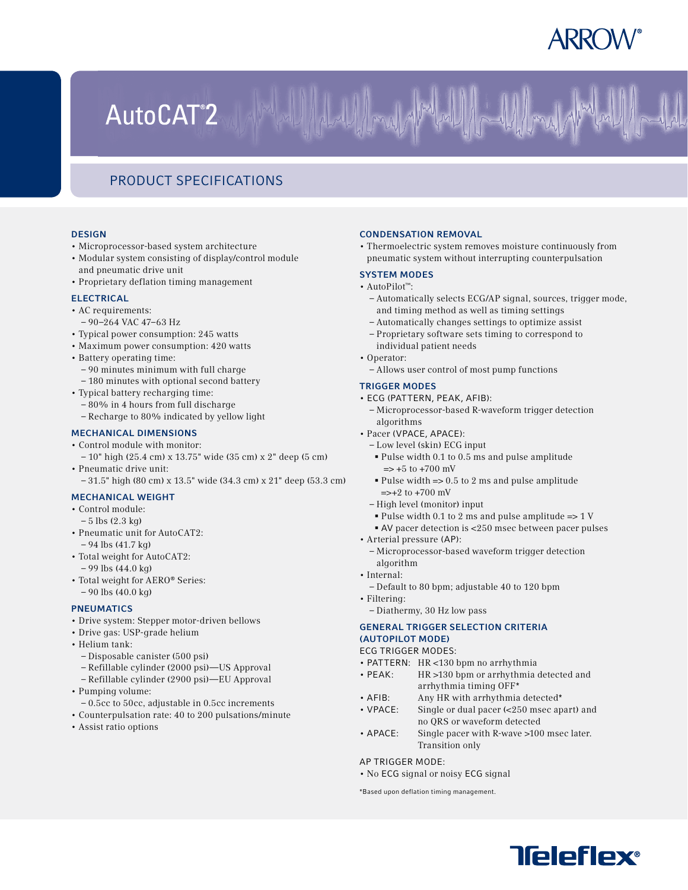ARROW®

# AutoCAT® 2

## PRODUCT SPECIFICATIONS

### DESIGN

- Microprocessor-based system architecture
- Modular system consisting of display/control module and pneumatic drive unit
- Proprietary deflation timing management

### ELECTRICAL

- AC requirements:
  - 90–264 VAC 47–63 Hz
- Typical power consumption: 245 watts
- Maximum power consumption: 420 watts
- Battery operating time:
  - 90 minutes minimum with full charge
  - 180 minutes with optional second battery
- Typical battery recharging time:
  - 80% in 4 hours from full discharge
  - Recharge to 80% indicated by yellow light

### MECHANICAL DIMENSIONS

- Control module with monitor:
  - 10" high (25.4 cm) x 13.75" wide (35 cm) x 2" deep (5 cm)
- Pneumatic drive unit:
  - 31.5" high (80 cm) x 13.5" wide (34.3 cm) x 21" deep (53.3 cm)

### MECHANICAL WEIGHT

- Control module:
  - 5 lbs (2.3 kg)
- Pneumatic unit for AutoCAT2:
  - 94 lbs (41.7 kg)
- Total weight for AutoCAT2:
  - 99 lbs (44.0 kg)
- Total weight for AERO® Series:
  - 90 lbs (40.0 kg)

### PNEUMATICS

- Drive system: Stepper motor-driven bellows
- Drive gas: USP-grade helium
- Helium tank:
  - Disposable canister (500 psi)
  - Refillable cylinder (2000 psi)—US Approval
  - Refillable cylinder (2900 psi)—EU Approval
- Pumping volume:
  - 0.5cc to 50cc, adjustable in 0.5cc increments
- Counterpulsation rate: 40 to 200 pulsations/minute
- Assist ratio options

### CONDENSATION REMOVAL

- Thermoelectric system removes moisture continuously from pneumatic system without interrupting counterpulsation

### SYSTEM MODES

- AutoPilot™:
  - Automatically selects ECG/AP signal, sources, trigger mode, and timing method as well as timing settings
  - Automatically changes settings to optimize assist
  - Proprietary software sets timing to correspond to individual patient needs
- Operator:
  - Allows user control of most pump functions

### TRIGGER MODES

- ECG (PATTERN, PEAK, AFIB):
  - Microprocessor-based R-waveform trigger detection algorithms
- Pacer (VPACE, APACE):
  - Low level (skin) ECG input
    - Pulse width 0.1 to 0.5 ms and pulse amplitude => +5 to +700 mV
    - Pulse width => 0.5 to 2 ms and pulse amplitude =>+2 to +700 mV
  - High level (monitor) input
    - Pulse width 0.1 to 2 ms and pulse amplitude => 1 V
    - AV pacer detection is <250 msec between pacer pulses
- Arterial pressure (AP):
  - Microprocessor-based waveform trigger detection algorithm
- Internal:
  - Default to 80 bpm; adjustable 40 to 120 bpm
- Filtering:
  - Diathermy, 30 Hz low pass

### GENERAL TRIGGER SELECTION CRITERIA (AUTOPILOT MODE)

ECG TRIGGER MODES:

- PATTERN: HR <130 bpm no arrhythmia
- PEAK: HR >130 bpm or arrhythmia detected and arrhythmia timing OFF*
- AFIB: Any HR with arrhythmia detected*
- VPACE: Single or dual pacer (<250 msec apart) and no QRS or waveform detected
- APACE: Single pacer with R-wave >100 msec later. Transition only

AP TRIGGER MODE:

- No ECG signal or noisy ECG signal

*Based upon deflation timing management.

Teleflex®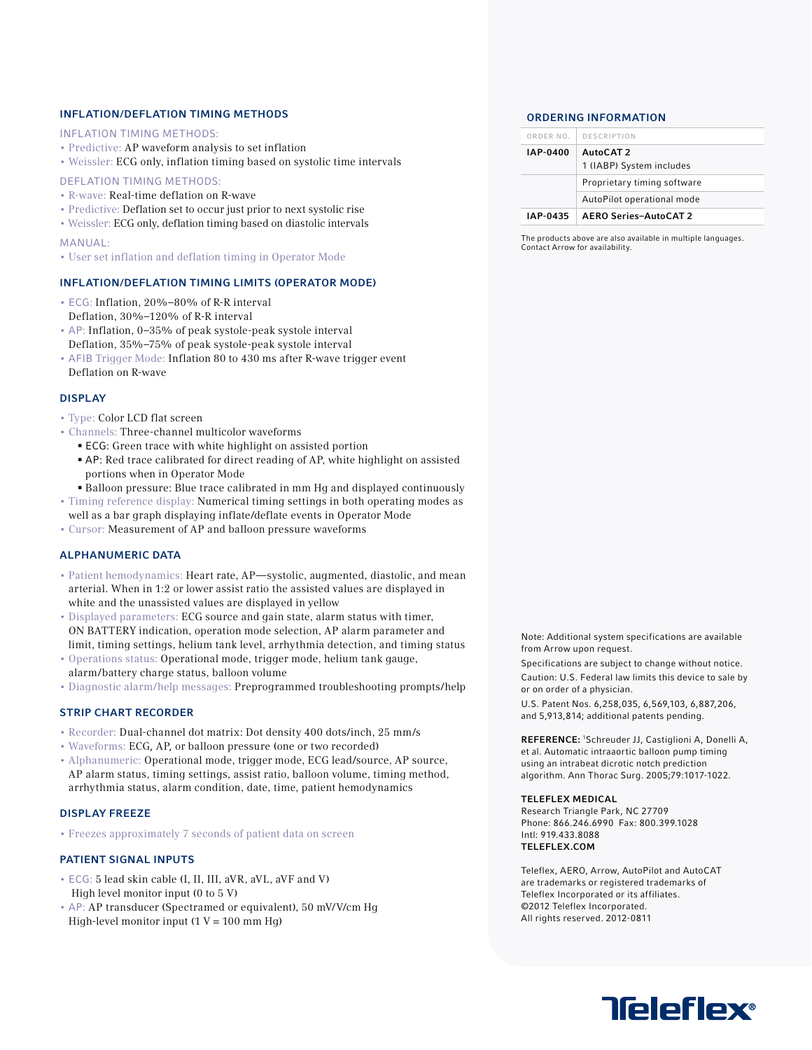## INFLATION/DEFLATION TIMING METHODS

INFLATION TIMING METHODS:

- Predictive: AP waveform analysis to set inflation
- Weissler: ECG only, inflation timing based on systolic time intervals

DEFLATION TIMING METHODS:

- R-wave: Real-time deflation on R-wave
- Predictive: Deflation set to occur just prior to next systolic rise
- Weissler: ECG only, deflation timing based on diastolic intervals

MANUAL:

- User set inflation and deflation timing in Operator Mode

## INFLATION/DEFLATION TIMING LIMITS (OPERATOR MODE)

- ECG: Inflation, 20%–80% of R-R interval
  Deflation, 30%–120% of R-R interval
- AP: Inflation, 0–35% of peak systole-peak systole interval
  Deflation, 35%–75% of peak systole-peak systole interval
- AFIB Trigger Mode: Inflation 80 to 430 ms after R-wave trigger event
  Deflation on R-wave

## DISPLAY

- Type: Color LCD flat screen
- Channels: Three-channel multicolor waveforms
  - ECG: Green trace with white highlight on assisted portion
  - AP: Red trace calibrated for direct reading of AP, white highlight on assisted portions when in Operator Mode
  - Balloon pressure: Blue trace calibrated in mm Hg and displayed continuously
- Timing reference display: Numerical timing settings in both operating modes as well as a bar graph displaying inflate/deflate events in Operator Mode
- Cursor: Measurement of AP and balloon pressure waveforms

## ALPHANUMERIC DATA

- Patient hemodynamics: Heart rate, AP—systolic, augmented, diastolic, and mean arterial. When in 1:2 or lower assist ratio the assisted values are displayed in white and the unassisted values are displayed in yellow
- Displayed parameters: ECG source and gain state, alarm status with timer, ON BATTERY indication, operation mode selection, AP alarm parameter and limit, timing settings, helium tank level, arrhythmia detection, and timing status
- Operations status: Operational mode, trigger mode, helium tank gauge, alarm/battery charge status, balloon volume
- Diagnostic alarm/help messages: Preprogrammed troubleshooting prompts/help

## STRIP CHART RECORDER

- Recorder: Dual-channel dot matrix: Dot density 400 dots/inch, 25 mm/s
- Waveforms: ECG, AP, or balloon pressure (one or two recorded)
- Alphanumeric: Operational mode, trigger mode, ECG lead/source, AP source, AP alarm status, timing settings, assist ratio, balloon volume, timing method, arrhythmia status, alarm condition, date, time, patient hemodynamics

## DISPLAY FREEZE

- Freezes approximately 7 seconds of patient data on screen

## PATIENT SIGNAL INPUTS

- ECG: 5 lead skin cable (I, II, III, aVR, aVL, aVF and V)
  High level monitor input (0 to 5 V)
- AP: AP transducer (Spectramed or equivalent), 50 mV/V/cm Hg
  High-level monitor input (1 V = 100 mm Hg)

## ORDERING INFORMATION

| ORDER NO. | DESCRIPTION |
|---|---|
| **IAP-0400** | **AutoCAT 2**<br>1 (IABP) System includes |
| | Proprietary timing software |
| | AutoPilot operational mode |
| **IAP-0435** | **AERO Series–AutoCAT 2** |

The products above are also available in multiple languages. Contact Arrow for availability.

Note: Additional system specifications are available from Arrow upon request.

Specifications are subject to change without notice.

Caution: U.S. Federal law limits this device to sale by or on order of a physician.

U.S. Patent Nos. 6,258,035, 6,569,103, 6,887,206, and 5,913,814; additional patents pending.

**REFERENCE:** [1]Schreuder JJ, Castiglioni A, Donelli A, et al. Automatic intraaortic balloon pump timing using an intrabeat dicrotic notch prediction algorithm. Ann Thorac Surg. 2005;79:1017-1022.

**TELEFLEX MEDICAL**
Research Triangle Park, NC 27709
Phone: 866.246.6990 Fax: 800.399.1028
Intl: 919.433.8088
**TELEFLEX.COM**

Teleflex, AERO, Arrow, AutoPilot and AutoCAT are trademarks or registered trademarks of Teleflex Incorporated or its affiliates.
©2012 Teleflex Incorporated.
All rights reserved. 2012-0811

Teleflex®